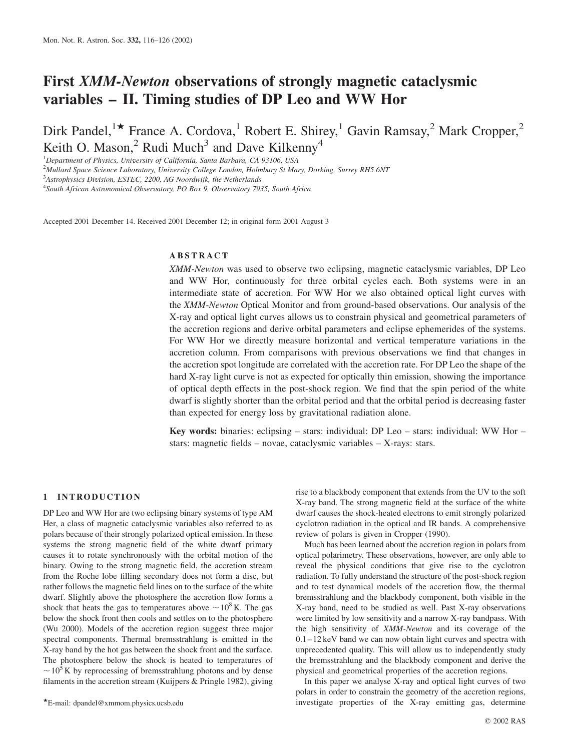# First *XMM-Newton* observations of strongly magnetic cataclysmic variables – II. Timing studies of DP Leo and WW Hor

Dirk Pandel,[1★] France A. Cordova,[1] Robert E. Shirey,[1] Gavin Ramsay,[2] Mark Cropper,[2] Keith O. Mason,[2] Rudi Much[3] and Dave Kilkenny[4]

[1]Department of Physics, University of California, Santa Barbara, CA 93106, USA
[2]Mullard Space Science Laboratory, University College London, Holmbury St Mary, Dorking, Surrey RH5 6NT
[3]Astrophysics Division, ESTEC, 2200, AG Noordwijk, the Netherlands
[4]South African Astronomical Observatory, PO Box 9, Observatory 7935, South Africa

Accepted 2001 December 14. Received 2001 December 12; in original form 2001 August 3

## ABSTRACT

*XMM-Newton* was used to observe two eclipsing, magnetic cataclysmic variables, DP Leo and WW Hor, continuously for three orbital cycles each. Both systems were in an intermediate state of accretion. For WW Hor we also obtained optical light curves with the *XMM-Newton* Optical Monitor and from ground-based observations. Our analysis of the X-ray and optical light curves allows us to constrain physical and geometrical parameters of the accretion regions and derive orbital parameters and eclipse ephemerides of the systems. For WW Hor we directly measure horizontal and vertical temperature variations in the accretion column. From comparisons with previous observations we find that changes in the accretion spot longitude are correlated with the accretion rate. For DP Leo the shape of the hard X-ray light curve is not as expected for optically thin emission, showing the importance of optical depth effects in the post-shock region. We find that the spin period of the white dwarf is slightly shorter than the orbital period and that the orbital period is decreasing faster than expected for energy loss by gravitational radiation alone.

**Key words:** binaries: eclipsing – stars: individual: DP Leo – stars: individual: WW Hor – stars: magnetic fields – novae, cataclysmic variables – X-rays: stars.

## 1 INTRODUCTION

DP Leo and WW Hor are two eclipsing binary systems of type AM Her, a class of magnetic cataclysmic variables also referred to as polars because of their strongly polarized optical emission. In these systems the strong magnetic field of the white dwarf primary causes it to rotate synchronously with the orbital motion of the binary. Owing to the strong magnetic field, the accretion stream from the Roche lobe filling secondary does not form a disc, but rather follows the magnetic field lines on to the surface of the white dwarf. Slightly above the photosphere the accretion flow forms a shock that heats the gas to temperatures above $\sim 10^8$ K. The gas below the shock front then cools and settles on to the photosphere (Wu 2000). Models of the accretion region suggest three major spectral components. Thermal bremsstrahlung is emitted in the X-ray band by the hot gas between the shock front and the surface. The photosphere below the shock is heated to temperatures of $\sim 10^5$ K by reprocessing of bremsstrahlung photons and by dense filaments in the accretion stream (Kuijpers & Pringle 1982), giving rise to a blackbody component that extends from the UV to the soft X-ray band. The strong magnetic field at the surface of the white dwarf causes the shock-heated electrons to emit strongly polarized cyclotron radiation in the optical and IR bands. A comprehensive review of polars is given in Cropper (1990).

Much has been learned about the accretion region in polars from optical polarimetry. These observations, however, are only able to reveal the physical conditions that give rise to the cyclotron radiation. To fully understand the structure of the post-shock region and to test dynamical models of the accretion flow, the thermal bremsstrahlung and the blackbody component, both visible in the X-ray band, need to be studied as well. Past X-ray observations were limited by low sensitivity and a narrow X-ray bandpass. With the high sensitivity of *XMM-Newton* and its coverage of the 0.1–12 keV band we can now obtain light curves and spectra with unprecedented quality. This will allow us to independently study the bremsstrahlung and the blackbody component and derive the physical and geometrical properties of the accretion regions.

In this paper we analyse X-ray and optical light curves of two polars in order to constrain the geometry of the accretion regions, investigate properties of the X-ray emitting gas, determine

★E-mail: dpandel@xmmom.physics.ucsb.edu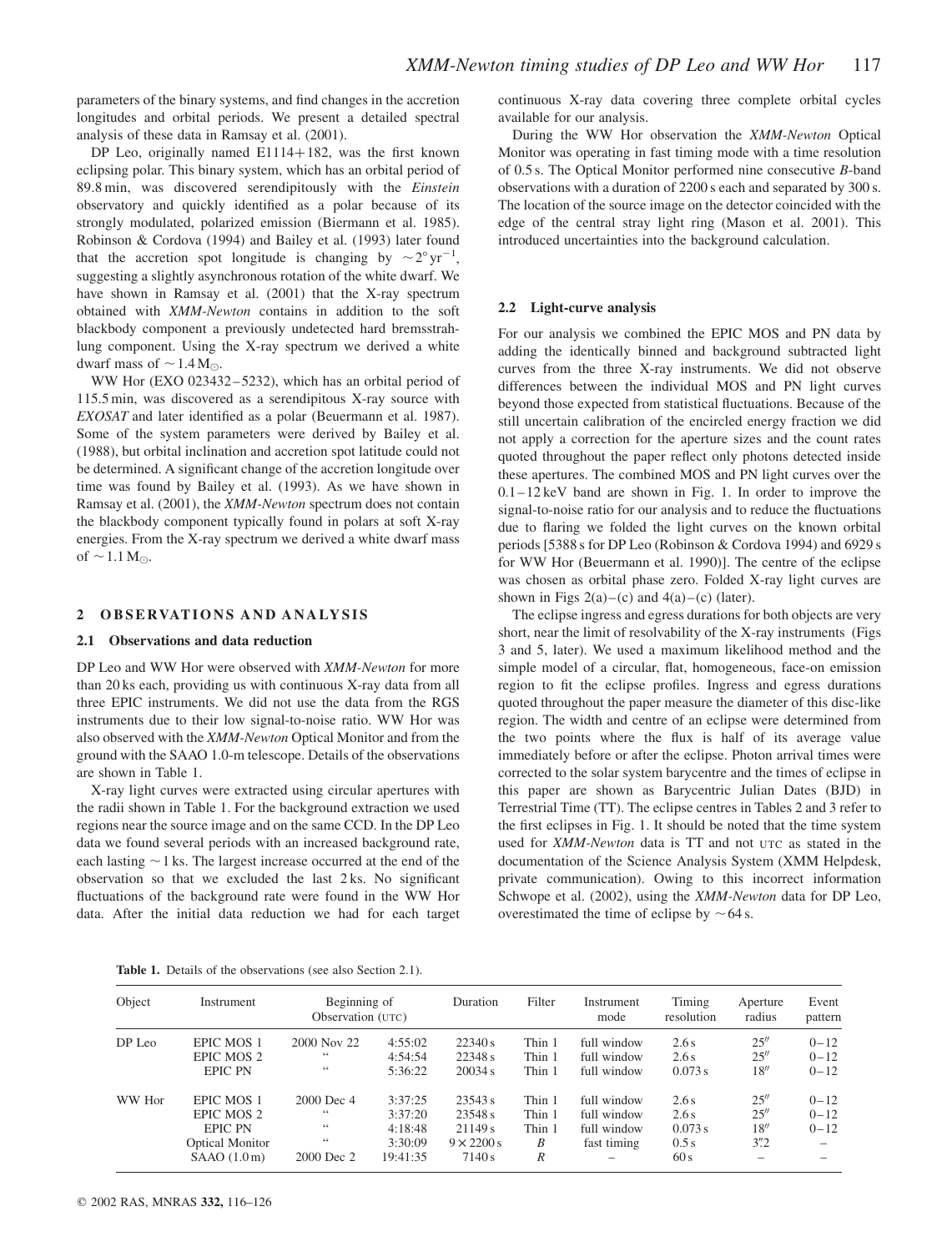parameters of the binary systems, and find changes in the accretion longitudes and orbital periods. We present a detailed spectral analysis of these data in Ramsay et al. (2001).

DP Leo, originally named E1114+182, was the first known eclipsing polar. This binary system, which has an orbital period of 89.8 min, was discovered serendipitously with the *Einstein* observatory and quickly identified as a polar because of its strongly modulated, polarized emission (Biermann et al. 1985). Robinson & Cordova (1994) and Bailey et al. (1993) later found that the accretion spot longitude is changing by $\sim 2^{\circ}\,\mathrm{yr}^{-1}$, suggesting a slightly asynchronous rotation of the white dwarf. We have shown in Ramsay et al. (2001) that the X-ray spectrum obtained with *XMM-Newton* contains in addition to the soft blackbody component a previously undetected hard bremsstrahlung component. Using the X-ray spectrum we derived a white dwarf mass of $\sim 1.4\,\mathrm{M}_{\odot}$.

WW Hor (EXO 023432–5232), which has an orbital period of 115.5 min, was discovered as a serendipitous X-ray source with *EXOSAT* and later identified as a polar (Beuermann et al. 1987). Some of the system parameters were derived by Bailey et al. (1988), but orbital inclination and accretion spot latitude could not be determined. A significant change of the accretion longitude over time was found by Bailey et al. (1993). As we have shown in Ramsay et al. (2001), the *XMM-Newton* spectrum does not contain the blackbody component typically found in polars at soft X-ray energies. From the X-ray spectrum we derived a white dwarf mass of $\sim 1.1\,\mathrm{M}_{\odot}$.

## 2 OBSERVATIONS AND ANALYSIS

### 2.1 Observations and data reduction

DP Leo and WW Hor were observed with *XMM-Newton* for more than 20 ks each, providing us with continuous X-ray data from all three EPIC instruments. We did not use the data from the RGS instruments due to their low signal-to-noise ratio. WW Hor was also observed with the *XMM-Newton* Optical Monitor and from the ground with the SAAO 1.0-m telescope. Details of the observations are shown in Table 1.

X-ray light curves were extracted using circular apertures with the radii shown in Table 1. For the background extraction we used regions near the source image and on the same CCD. In the DP Leo data we found several periods with an increased background rate, each lasting $\sim 1$ ks. The largest increase occurred at the end of the observation so that we excluded the last 2 ks. No significant fluctuations of the background rate were found in the WW Hor data. After the initial data reduction we had for each target continuous X-ray data covering three complete orbital cycles available for our analysis.

During the WW Hor observation the *XMM-Newton* Optical Monitor was operating in fast timing mode with a time resolution of 0.5 s. The Optical Monitor performed nine consecutive *B*-band observations with a duration of 2200 s each and separated by 300 s. The location of the source image on the detector coincided with the edge of the central stray light ring (Mason et al. 2001). This introduced uncertainties into the background calculation.

### 2.2 Light-curve analysis

For our analysis we combined the EPIC MOS and PN data by adding the identically binned and background subtracted light curves from the three X-ray instruments. We did not observe differences between the individual MOS and PN light curves beyond those expected from statistical fluctuations. Because of the still uncertain calibration of the encircled energy fraction we did not apply a correction for the aperture sizes and the count rates quoted throughout the paper reflect only photons detected inside these apertures. The combined MOS and PN light curves over the 0.1–12 keV band are shown in Fig. 1. In order to improve the signal-to-noise ratio for our analysis and to reduce the fluctuations due to flaring we folded the light curves on the known orbital periods [5388 s for DP Leo (Robinson & Cordova 1994) and 6929 s for WW Hor (Beuermann et al. 1990)]. The centre of the eclipse was chosen as orbital phase zero. Folded X-ray light curves are shown in Figs 2(a)–(c) and 4(a)–(c) (later).

The eclipse ingress and egress durations for both objects are very short, near the limit of resolvability of the X-ray instruments (Figs 3 and 5, later). We used a maximum likelihood method and the simple model of a circular, flat, homogeneous, face-on emission region to fit the eclipse profiles. Ingress and egress durations quoted throughout the paper measure the diameter of this disc-like region. The width and centre of an eclipse were determined from the two points where the flux is half of its average value immediately before or after the eclipse. Photon arrival times were corrected to the solar system barycentre and the times of eclipse in this paper are shown as Barycentric Julian Dates (BJD) in Terrestrial Time (TT). The eclipse centres in Tables 2 and 3 refer to the first eclipses in Fig. 1. It should be noted that the time system used for *XMM-Newton* data is TT and not UTC as stated in the documentation of the Science Analysis System (XMM Helpdesk, private communication). Owing to this incorrect information Schwope et al. (2002), using the *XMM-Newton* data for DP Leo, overestimated the time of eclipse by $\sim 64$ s.

**Table 1.** Details of the observations (see also Section 2.1).

| Object | Instrument | Beginning of Observation (UTC) | | Duration | Filter | Instrument mode | Timing resolution | Aperture radius | Event pattern |
|---|---|---|---|---|---|---|---|---|---|
| DP Leo | EPIC MOS 1 | 2000 Nov 22 | 4:55:02 | 22340 s | Thin 1 | full window | 2.6 s | 25″ | 0–12 |
| | EPIC MOS 2 | " | 4:54:54 | 22348 s | Thin 1 | full window | 2.6 s | 25″ | 0–12 |
| | EPIC PN | " | 5:36:22 | 20034 s | Thin 1 | full window | 0.073 s | 18″ | 0–12 |
| WW Hor | EPIC MOS 1 | 2000 Dec 4 | 3:37:25 | 23543 s | Thin 1 | full window | 2.6 s | 25″ | 0–12 |
| | EPIC MOS 2 | " | 3:37:20 | 23548 s | Thin 1 | full window | 2.6 s | 25″ | 0–12 |
| | EPIC PN | " | 4:18:48 | 21149 s | Thin 1 | full window | 0.073 s | 18″ | 0–12 |
| | Optical Monitor | " | 3:30:09 | $9 \times 2200$ s | *B* | fast timing | 0.5 s | 3″.2 | – |
| | SAAO (1.0 m) | 2000 Dec 2 | 19:41:35 | 7140 s | *R* | – | 60 s | – | – |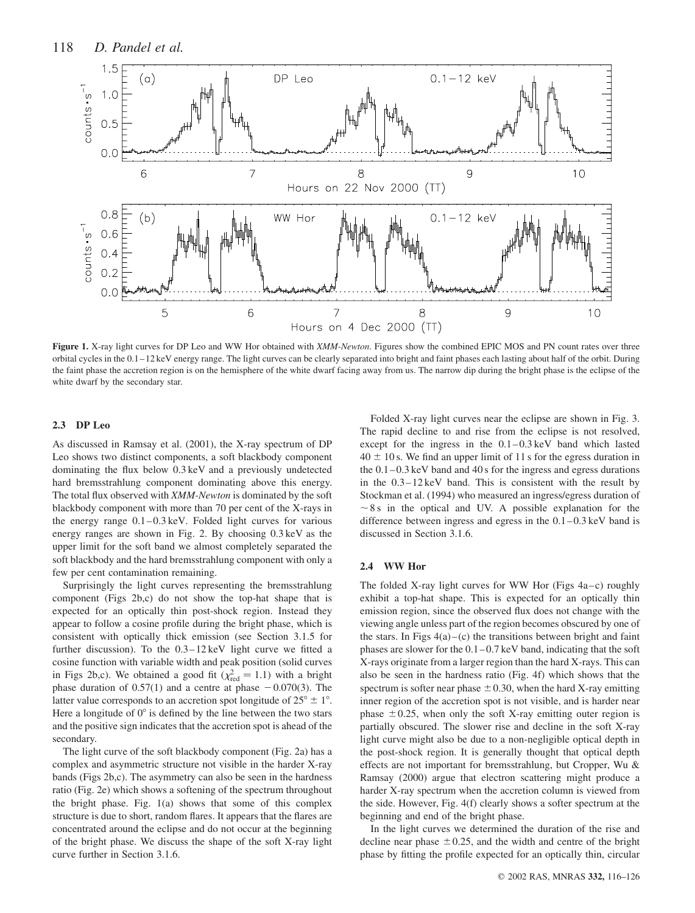**Figure 1.** X-ray light curves for DP Leo and WW Hor obtained with *XMM-Newton*. Figures show the combined EPIC MOS and PN count rates over three orbital cycles in the 0.1–12 keV energy range. The light curves can be clearly separated into bright and faint phases each lasting about half of the orbit. During the faint phase the accretion region is on the hemisphere of the white dwarf facing away from us. The narrow dip during the bright phase is the eclipse of the white dwarf by the secondary star.

### 2.3 DP Leo

As discussed in Ramsay et al. (2001), the X-ray spectrum of DP Leo shows two distinct components, a soft blackbody component dominating the flux below 0.3 keV and a previously undetected hard bremsstrahlung component dominating above this energy. The total flux observed with *XMM-Newton* is dominated by the soft blackbody component with more than 70 per cent of the X-rays in the energy range 0.1–0.3 keV. Folded light curves for various energy ranges are shown in Fig. 2. By choosing 0.3 keV as the upper limit for the soft band we almost completely separated the soft blackbody and the hard bremsstrahlung component with only a few per cent contamination remaining.

Surprisingly the light curves representing the bremsstrahlung component (Figs 2b,c) do not show the top-hat shape that is expected for an optically thin post-shock region. Instead they appear to follow a cosine profile during the bright phase, which is consistent with optically thick emission (see Section 3.1.5 for further discussion). To the 0.3–12 keV light curve we fitted a cosine function with variable width and peak position (solid curves in Figs 2b,c). We obtained a good fit ($\chi^2_{\rm red} = 1.1$) with a bright phase duration of 0.57(1) and a centre at phase $-0.070(3)$. The latter value corresponds to an accretion spot longitude of $25° \pm 1°$. Here a longitude of 0° is defined by the line between the two stars and the positive sign indicates that the accretion spot is ahead of the secondary.

The light curve of the soft blackbody component (Fig. 2a) has a complex and asymmetric structure not visible in the harder X-ray bands (Figs 2b,c). The asymmetry can also be seen in the hardness ratio (Fig. 2e) which shows a softening of the spectrum throughout the bright phase. Fig. 1(a) shows that some of this complex structure is due to short, random flares. It appears that the flares are concentrated around the eclipse and do not occur at the beginning of the bright phase. We discuss the shape of the soft X-ray light curve further in Section 3.1.6.

Folded X-ray light curves near the eclipse are shown in Fig. 3. The rapid decline to and rise from the eclipse is not resolved, except for the ingress in the 0.1–0.3 keV band which lasted $40 \pm 10$ s. We find an upper limit of 11 s for the egress duration in the 0.1–0.3 keV band and 40 s for the ingress and egress durations in the 0.3–12 keV band. This is consistent with the result by Stockman et al. (1994) who measured an ingress/egress duration of $\sim 8$ s in the optical and UV. A possible explanation for the difference between ingress and egress in the 0.1–0.3 keV band is discussed in Section 3.1.6.

### 2.4 WW Hor

The folded X-ray light curves for WW Hor (Figs 4a–c) roughly exhibit a top-hat shape. This is expected for an optically thin emission region, since the observed flux does not change with the viewing angle unless part of the region becomes obscured by one of the stars. In Figs 4(a)–(c) the transitions between bright and faint phases are slower for the 0.1–0.7 keV band, indicating that the soft X-rays originate from a larger region than the hard X-rays. This can also be seen in the hardness ratio (Fig. 4f) which shows that the spectrum is softer near phase $\pm 0.30$, when the hard X-ray emitting inner region of the accretion spot is not visible, and is harder near phase $\pm 0.25$, when only the soft X-ray emitting outer region is partially obscured. The slower rise and decline in the soft X-ray light curve might also be due to a non-negligible optical depth in the post-shock region. It is generally thought that optical depth effects are not important for bremsstrahlung, but Cropper, Wu & Ramsay (2000) argue that electron scattering might produce a harder X-ray spectrum when the accretion column is viewed from the side. However, Fig. 4(f) clearly shows a softer spectrum at the beginning and end of the bright phase.

In the light curves we determined the duration of the rise and decline near phase $\pm 0.25$, and the width and centre of the bright phase by fitting the profile expected for an optically thin, circular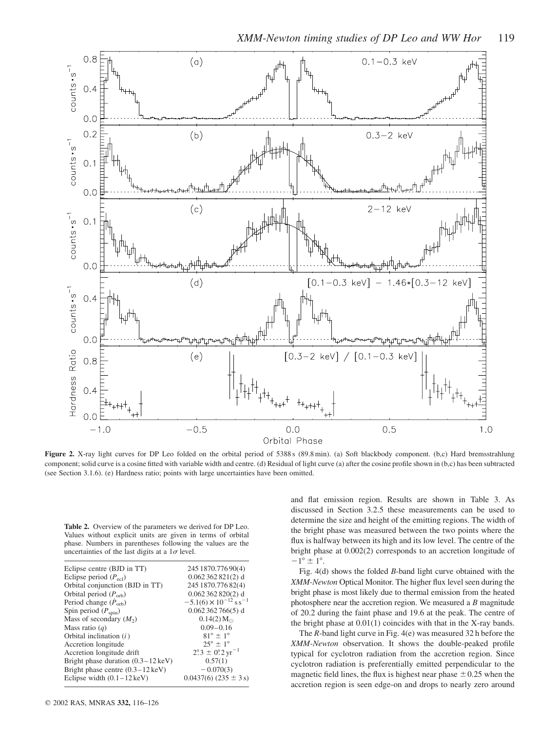**Figure 2.** X-ray light curves for DP Leo folded on the orbital period of 5388 s (89.8 min). (a) Soft blackbody component. (b,c) Hard bremsstrahlung component; solid curve is a cosine fitted with variable width and centre. (d) Residual of light curve (a) after the cosine profile shown in (b,c) has been subtracted (see Section 3.1.6). (e) Hardness ratio; points with large uncertainties have been omitted.

**Table 2.** Overview of the parameters we derived for DP Leo. Values without explicit units are given in terms of orbital phase. Numbers in parentheses following the values are the uncertainties of the last digits at a $1\sigma$ level.

| | |
|---|---|
| Eclipse centre (BJD in TT) | 245 1870.776 90(4) |
| Eclipse period ($P_{\rm ecl}$) | 0.062 362 821(2) d |
| Orbital conjunction (BJD in TT) | 245 1870.776 82(4) |
| Orbital period ($P_{\rm orb}$) | 0.062 362 820(2) d |
| Period change ($\dot{P}_{\rm orb}$) | $-5.1(6) \times 10^{-12}$ s s$^{-1}$ |
| Spin period ($P_{\rm spin}$) | 0.062 362 766(5) d |
| Mass of secondary ($M_2$) | 0.14(2) $M_\odot$ |
| Mass ratio ($q$) | 0.09–0.16 |
| Orbital inclination ($i$) | $81° \pm 1°$ |
| Accretion longitude | $25° \pm 1°$ |
| Accretion longitude drift | $2.3° \pm 0.2°$ yr$^{-1}$ |
| Bright phase duration (0.3–12 keV) | 0.57(1) |
| Bright phase centre (0.3–12 keV) | −0.070(3) |
| Eclipse width (0.1–12 keV) | 0.0437(6) ($235 \pm 3$ s) |

and flat emission region. Results are shown in Table 3. As discussed in Section 3.2.5 these measurements can be used to determine the size and height of the emitting regions. The width of the bright phase was measured between the two points where the flux is halfway between its high and its low level. The centre of the bright phase at 0.002(2) corresponds to an accretion longitude of $-1° \pm 1°$.

Fig. 4(d) shows the folded *B*-band light curve obtained with the *XMM-Newton* Optical Monitor. The higher flux level seen during the bright phase is most likely due to thermal emission from the heated photosphere near the accretion region. We measured a *B* magnitude of 20.2 during the faint phase and 19.6 at the peak. The centre of the bright phase at 0.01(1) coincides with that in the X-ray bands.

The *R*-band light curve in Fig. 4(e) was measured 32 h before the *XMM-Newton* observation. It shows the double-peaked profile typical for cyclotron radiation from the accretion region. Since cyclotron radiation is preferentially emitted perpendicular to the magnetic field lines, the flux is highest near phase $\pm 0.25$ when the accretion region is seen edge-on and drops to nearly zero around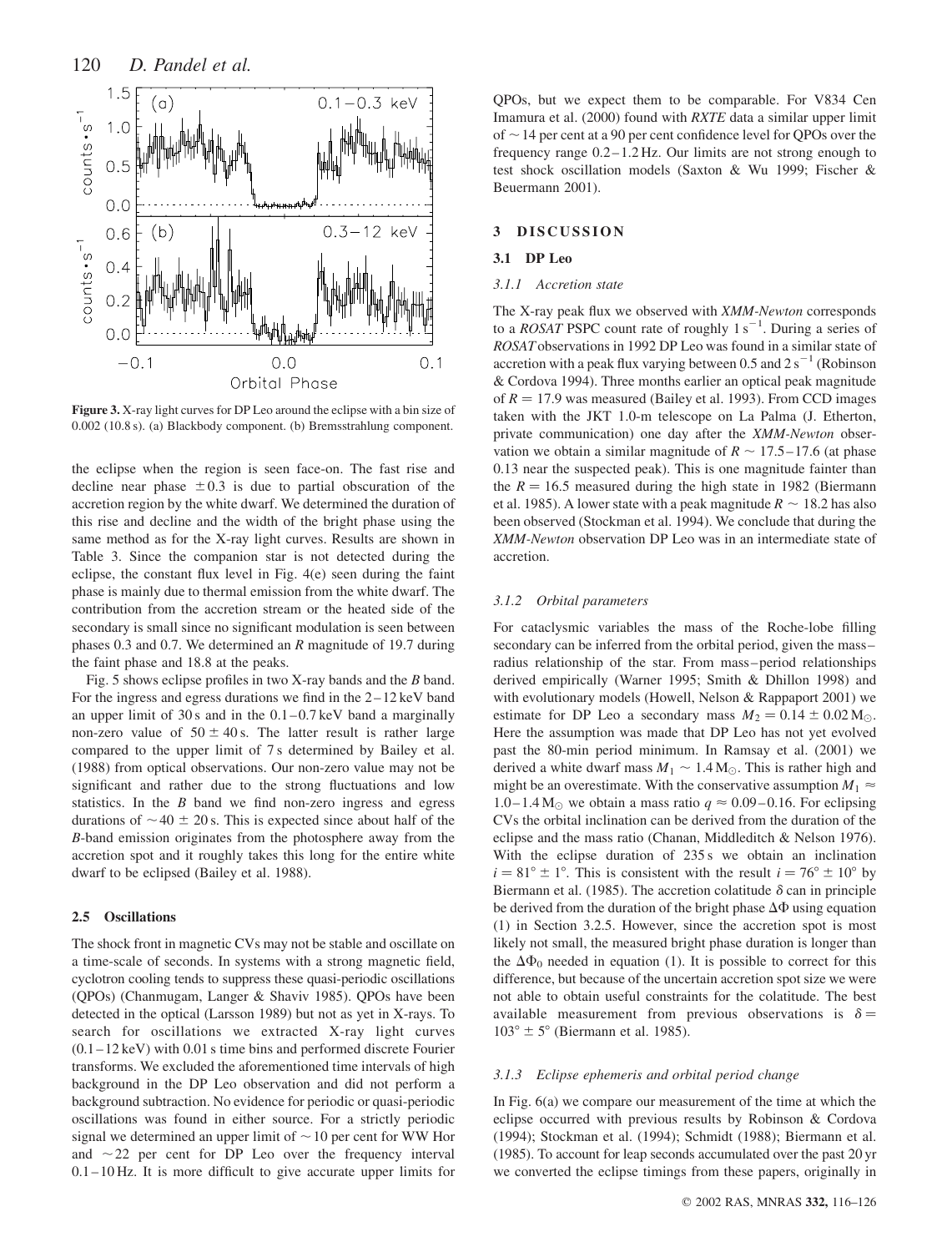**Figure 3.** X-ray light curves for DP Leo around the eclipse with a bin size of 0.002 (10.8 s). (a) Blackbody component. (b) Bremsstrahlung component.

the eclipse when the region is seen face-on. The fast rise and decline near phase $\pm 0.3$ is due to partial obscuration of the accretion region by the white dwarf. We determined the duration of this rise and decline and the width of the bright phase using the same method as for the X-ray light curves. Results are shown in Table 3. Since the companion star is not detected during the eclipse, the constant flux level in Fig. 4(e) seen during the faint phase is mainly due to thermal emission from the white dwarf. The contribution from the accretion stream or the heated side of the secondary is small since no significant modulation is seen between phases 0.3 and 0.7. We determined an $R$ magnitude of 19.7 during the faint phase and 18.8 at the peaks.

Fig. 5 shows eclipse profiles in two X-ray bands and the $B$ band. For the ingress and egress durations we find in the 2–12 keV band an upper limit of 30 s and in the 0.1–0.7 keV band a marginally non-zero value of $50 \pm 40$ s. The latter result is rather large compared to the upper limit of 7 s determined by Bailey et al. (1988) from optical observations. Our non-zero value may not be significant and rather due to the strong fluctuations and low statistics. In the $B$ band we find non-zero ingress and egress durations of $\sim 40 \pm 20$ s. This is expected since about half of the $B$-band emission originates from the photosphere away from the accretion spot and it roughly takes this long for the entire white dwarf to be eclipsed (Bailey et al. 1988).

### 2.5 Oscillations

The shock front in magnetic CVs may not be stable and oscillate on a time-scale of seconds. In systems with a strong magnetic field, cyclotron cooling tends to suppress these quasi-periodic oscillations (QPOs) (Chanmugam, Langer & Shaviv 1985). QPOs have been detected in the optical (Larsson 1989) but not as yet in X-rays. To search for oscillations we extracted X-ray light curves (0.1–12 keV) with 0.01 s time bins and performed discrete Fourier transforms. We excluded the aforementioned time intervals of high background in the DP Leo observation and did not perform a background subtraction. No evidence for periodic or quasi-periodic oscillations was found in either source. For a strictly periodic signal we determined an upper limit of $\sim 10$ per cent for WW Hor and $\sim 22$ per cent for DP Leo over the frequency interval 0.1–10 Hz. It is more difficult to give accurate upper limits for QPOs, but we expect them to be comparable. For V834 Cen Imamura et al. (2000) found with *RXTE* data a similar upper limit of $\sim 14$ per cent at a 90 per cent confidence level for QPOs over the frequency range 0.2–1.2 Hz. Our limits are not strong enough to test shock oscillation models (Saxton & Wu 1999; Fischer & Beuermann 2001).

## 3 DISCUSSION

### 3.1 DP Leo

#### 3.1.1 Accretion state

The X-ray peak flux we observed with *XMM-Newton* corresponds to a *ROSAT* PSPC count rate of roughly 1 s$^{-1}$. During a series of *ROSAT* observations in 1992 DP Leo was found in a similar state of accretion with a peak flux varying between 0.5 and 2 s$^{-1}$ (Robinson & Cordova 1994). Three months earlier an optical peak magnitude of $R = 17.9$ was measured (Bailey et al. 1993). From CCD images taken with the JKT 1.0-m telescope on La Palma (J. Etherton, private communication) one day after the *XMM-Newton* observation we obtain a similar magnitude of $R \sim 17.5$–17.6 (at phase 0.13 near the suspected peak). This is one magnitude fainter than the $R = 16.5$ measured during the high state in 1982 (Biermann et al. 1985). A lower state with a peak magnitude $R \sim 18.2$ has also been observed (Stockman et al. 1994). We conclude that during the *XMM-Newton* observation DP Leo was in an intermediate state of accretion.

#### 3.1.2 Orbital parameters

For cataclysmic variables the mass of the Roche-lobe filling secondary can be inferred from the orbital period, given the mass–radius relationship of the star. From mass–period relationships derived empirically (Warner 1995; Smith & Dhillon 1998) and with evolutionary models (Howell, Nelson & Rappaport 2001) we estimate for DP Leo a secondary mass $M_2 = 0.14 \pm 0.02\,\mathrm{M}_{\odot}$. Here the assumption was made that DP Leo has not yet evolved past the 80-min period minimum. In Ramsay et al. (2001) we derived a white dwarf mass $M_1 \sim 1.4\,\mathrm{M}_{\odot}$. This is rather high and might be an overestimate. With the conservative assumption $M_1 \approx 1.0$–$1.4\,\mathrm{M}_{\odot}$ we obtain a mass ratio $q \approx 0.09$–0.16. For eclipsing CVs the orbital inclination can be derived from the duration of the eclipse and the mass ratio (Chanan, Middleditch & Nelson 1976). With the eclipse duration of 235 s we obtain an inclination $i = 81^{\circ} \pm 1^{\circ}$. This is consistent with the result $i = 76^{\circ} \pm 10^{\circ}$ by Biermann et al. (1985). The accretion colatitude $\delta$ can in principle be derived from the duration of the bright phase $\Delta\Phi$ using equation (1) in Section 3.2.5. However, since the accretion spot is most likely not small, the measured bright phase duration is longer than the $\Delta\Phi_0$ needed in equation (1). It is possible to correct for this difference, but because of the uncertain accretion spot size we were not able to obtain useful constraints for the colatitude. The best available measurement from previous observations is $\delta = 103^{\circ} \pm 5^{\circ}$ (Biermann et al. 1985).

#### 3.1.3 Eclipse ephemeris and orbital period change

In Fig. 6(a) we compare our measurement of the time at which the eclipse occurred with previous results by Robinson & Cordova (1994); Stockman et al. (1994); Schmidt (1988); Biermann et al. (1985). To account for leap seconds accumulated over the past 20 yr we converted the eclipse timings from these papers, originally in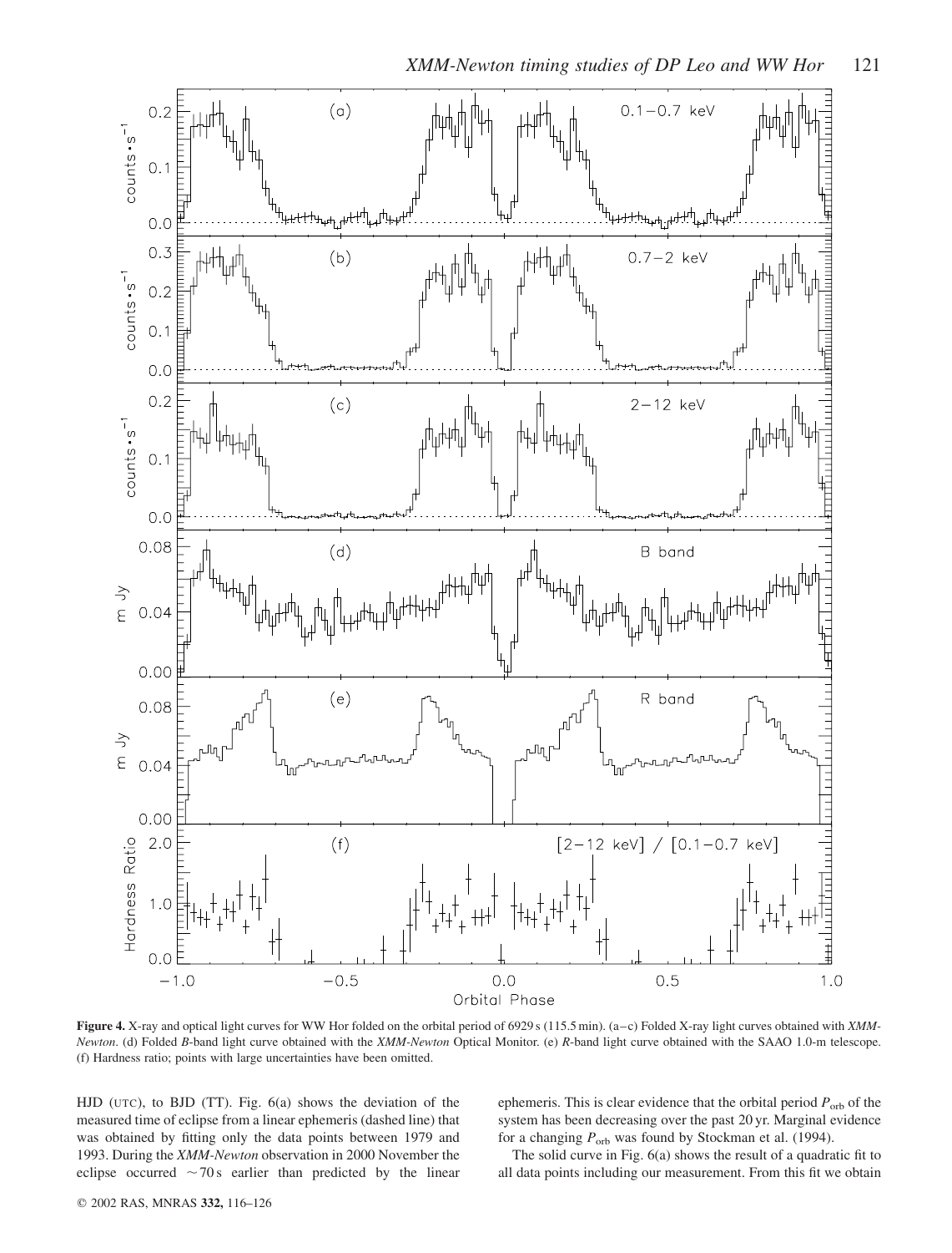**Figure 4.** X-ray and optical light curves for WW Hor folded on the orbital period of 6929 s (115.5 min). (a–c) Folded X-ray light curves obtained with *XMM-Newton*. (d) Folded *B*-band light curve obtained with the *XMM-Newton* Optical Monitor. (e) *R*-band light curve obtained with the SAAO 1.0-m telescope. (f) Hardness ratio; points with large uncertainties have been omitted.

HJD (UTC), to BJD (TT). Fig. 6(a) shows the deviation of the measured time of eclipse from a linear ephemeris (dashed line) that was obtained by fitting only the data points between 1979 and 1993. During the *XMM-Newton* observation in 2000 November the eclipse occurred $\sim 70$ s earlier than predicted by the linear ephemeris. This is clear evidence that the orbital period $P_{\mathrm{orb}}$ of the system has been decreasing over the past 20 yr. Marginal evidence for a changing $P_{\mathrm{orb}}$ was found by Stockman et al. (1994).

The solid curve in Fig. 6(a) shows the result of a quadratic fit to all data points including our measurement. From this fit we obtain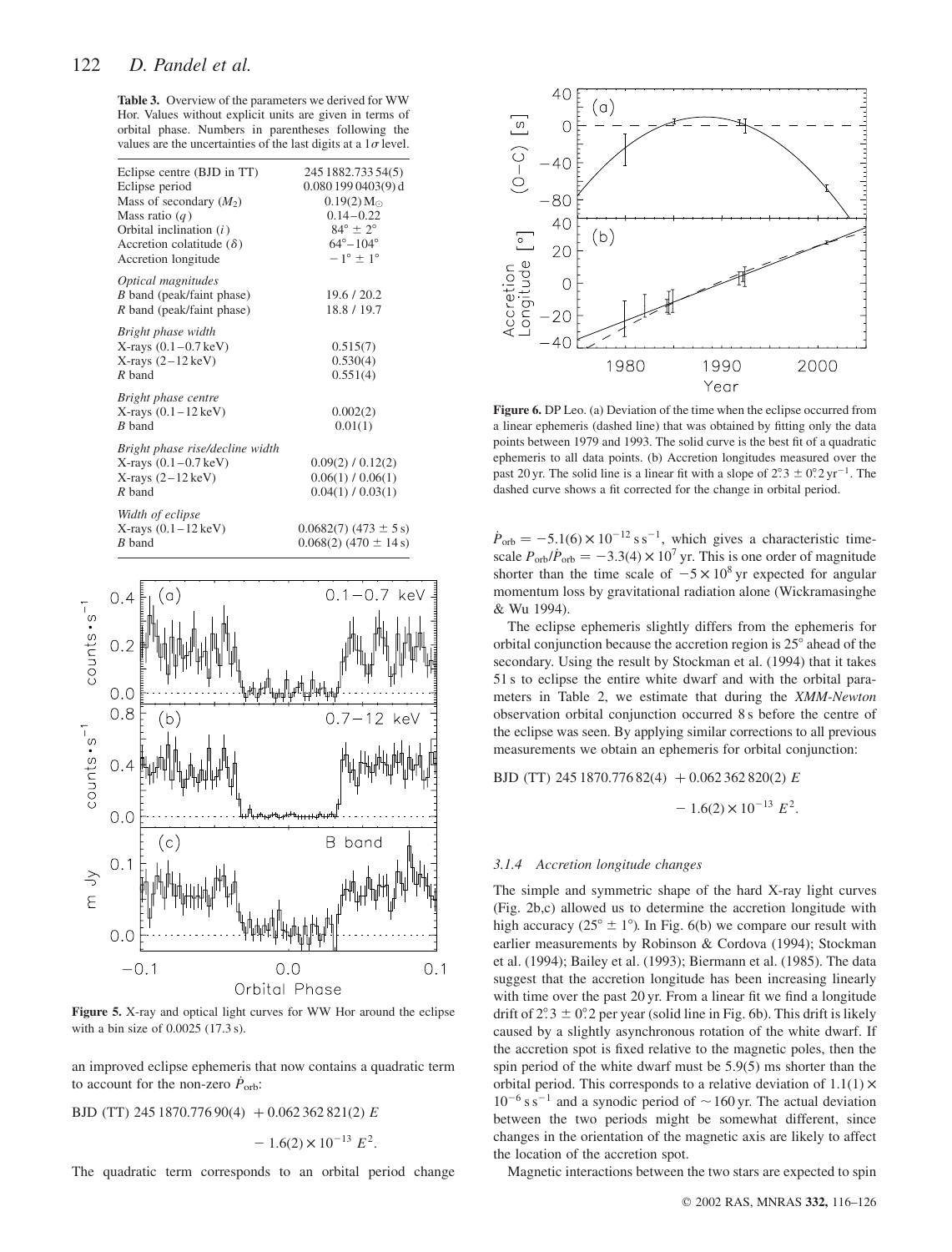**Table 3.** Overview of the parameters we derived for WW Hor. Values without explicit units are given in terms of orbital phase. Numbers in parentheses following the values are the uncertainties of the last digits at a $1\sigma$ level.

| | |
|---|---|
| Eclipse centre (BJD in TT) | 245 1882.733 54(5) |
| Eclipse period | 0.080 199 0403(9) d |
| Mass of secondary ($M_2$) | 0.19(2) $M_\odot$ |
| Mass ratio ($q$) | 0.14–0.22 |
| Orbital inclination ($i$) | $84° \pm 2°$ |
| Accretion colatitude ($\delta$) | 64°–104° |
| Accretion longitude | $-1° \pm 1°$ |
| *Optical magnitudes* | |
| $B$ band (peak/faint phase) | 19.6 / 20.2 |
| $R$ band (peak/faint phase) | 18.8 / 19.7 |
| *Bright phase width* | |
| X-rays (0.1–0.7 keV) | 0.515(7) |
| X-rays (2–12 keV) | 0.530(4) |
| $R$ band | 0.551(4) |
| *Bright phase centre* | |
| X-rays (0.1–12 keV) | 0.002(2) |
| $B$ band | 0.01(1) |
| *Bright phase rise/decline width* | |
| X-rays (0.1–0.7 keV) | 0.09(2) / 0.12(2) |
| X-rays (2–12 keV) | 0.06(1) / 0.06(1) |
| $R$ band | 0.04(1) / 0.03(1) |
| *Width of eclipse* | |
| X-rays (0.1–12 keV) | 0.0682(7) (473 ± 5 s) |
| $B$ band | 0.068(2) (470 ± 14 s) |

**Figure 5.** X-ray and optical light curves for WW Hor around the eclipse with a bin size of 0.0025 (17.3 s).

an improved eclipse ephemeris that now contains a quadratic term to account for the non-zero $\dot{P}_{\rm orb}$:

$$\text{BJD (TT) } 245\,1870.776\,90(4) + 0.062\,362\,821(2)\,E - 1.6(2) \times 10^{-13}\,E^2.$$

The quadratic term corresponds to an orbital period change $\dot{P}_{\rm orb} = -5.1(6) \times 10^{-12}\,{\rm s\,s^{-1}}$, which gives a characteristic timescale $P_{\rm orb}/\dot{P}_{\rm orb} = -3.3(4) \times 10^7$ yr. This is one order of magnitude shorter than the time scale of $-5 \times 10^8$ yr expected for angular momentum loss by gravitational radiation alone (Wickramasinghe & Wu 1994).

**Figure 6.** DP Leo. (a) Deviation of the time when the eclipse occurred from a linear ephemeris (dashed line) that was obtained by fitting only the data points between 1979 and 1993. The solid curve is the best fit of a quadratic ephemeris to all data points. (b) Accretion longitudes measured over the past 20 yr. The solid line is a linear fit with a slope of $2\overset{\circ}{.}3 \pm 0\overset{\circ}{.}2\,{\rm yr}^{-1}$. The dashed curve shows a fit corrected for the change in orbital period.

The eclipse ephemeris slightly differs from the ephemeris for orbital conjunction because the accretion region is 25° ahead of the secondary. Using the result by Stockman et al. (1994) that it takes 51 s to eclipse the entire white dwarf and with the orbital parameters in Table 2, we estimate that during the *XMM-Newton* observation orbital conjunction occurred 8 s before the centre of the eclipse was seen. By applying similar corrections to all previous measurements we obtain an ephemeris for orbital conjunction:

$$\text{BJD (TT) } 245\,1870.776\,82(4) + 0.062\,362\,820(2)\,E - 1.6(2) \times 10^{-13}\,E^2.$$

#### *3.1.4 Accretion longitude changes*

The simple and symmetric shape of the hard X-ray light curves (Fig. 2b,c) allowed us to determine the accretion longitude with high accuracy ($25° \pm 1°$). In Fig. 6(b) we compare our result with earlier measurements by Robinson & Cordova (1994); Stockman et al. (1994); Bailey et al. (1993); Biermann et al. (1985). The data suggest that the accretion longitude has been increasing linearly with time over the past 20 yr. From a linear fit we find a longitude drift of $2\overset{\circ}{.}3 \pm 0\overset{\circ}{.}2$ per year (solid line in Fig. 6b). This drift is likely caused by a slightly asynchronous rotation of the white dwarf. If the accretion spot is fixed relative to the magnetic poles, then the spin period of the white dwarf must be 5.9(5) ms shorter than the orbital period. This corresponds to a relative deviation of $1.1(1) \times 10^{-6}\,{\rm s\,s^{-1}}$ and a synodic period of $\sim 160$ yr. The actual deviation between the two periods might be somewhat different, since changes in the orientation of the magnetic axis are likely to affect the location of the accretion spot.

Magnetic interactions between the two stars are expected to spin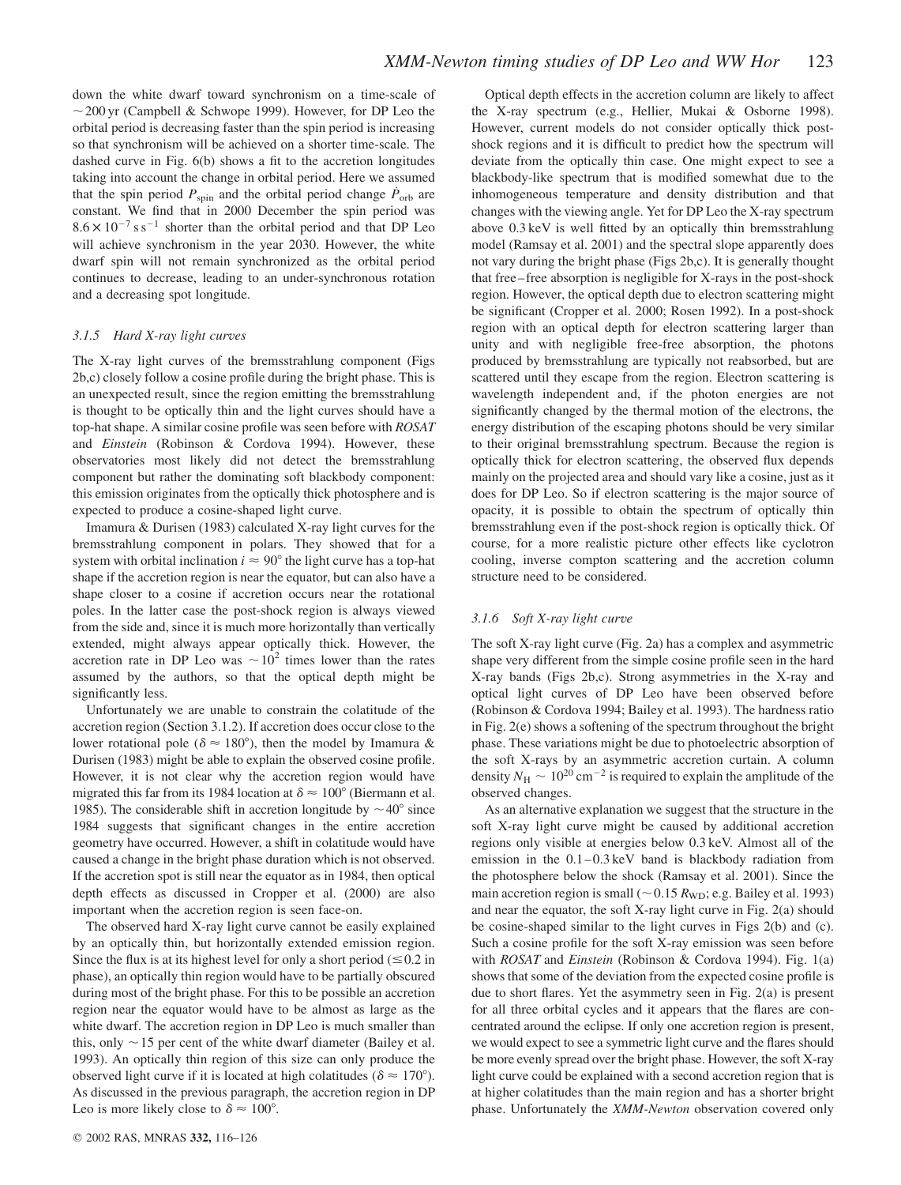down the white dwarf toward synchronism on a time-scale of $\sim 200$ yr (Campbell & Schwope 1999). However, for DP Leo the orbital period is decreasing faster than the spin period is increasing so that synchronism will be achieved on a shorter time-scale. The dashed curve in Fig. 6(b) shows a fit to the accretion longitudes taking into account the change in orbital period. Here we assumed that the spin period $P_{\mathrm{spin}}$ and the orbital period change $\dot{P}_{\mathrm{orb}}$ are constant. We find that in 2000 December the spin period was $8.6 \times 10^{-7}\,\mathrm{s\,s^{-1}}$ shorter than the orbital period and that DP Leo will achieve synchronism in the year 2030. However, the white dwarf spin will not remain synchronized as the orbital period continues to decrease, leading to an under-synchronous rotation and a decreasing spot longitude.

### 3.1.5 Hard X-ray light curves

The X-ray light curves of the bremsstrahlung component (Figs 2b,c) closely follow a cosine profile during the bright phase. This is an unexpected result, since the region emitting the bremsstrahlung is thought to be optically thin and the light curves should have a top-hat shape. A similar cosine profile was seen before with *ROSAT* and *Einstein* (Robinson & Cordova 1994). However, these observatories most likely did not detect the bremsstrahlung component but rather the dominating soft blackbody component: this emission originates from the optically thick photosphere and is expected to produce a cosine-shaped light curve.

Imamura & Durisen (1983) calculated X-ray light curves for the bremsstrahlung component in polars. They showed that for a system with orbital inclination $i \approx 90°$ the light curve has a top-hat shape if the accretion region is near the equator, but can also have a shape closer to a cosine if accretion occurs near the rotational poles. In the latter case the post-shock region is always viewed from the side and, since it is much more horizontally than vertically extended, might always appear optically thick. However, the accretion rate in DP Leo was $\sim 10^2$ times lower than the rates assumed by the authors, so that the optical depth might be significantly less.

Unfortunately we are unable to constrain the colatitude of the accretion region (Section 3.1.2). If accretion does occur close to the lower rotational pole ($\delta \approx 180°$), then the model by Imamura & Durisen (1983) might be able to explain the observed cosine profile. However, it is not clear why the accretion region would have migrated this far from its 1984 location at $\delta \approx 100°$ (Biermann et al. 1985). The considerable shift in accretion longitude by $\sim 40°$ since 1984 suggests that significant changes in the entire accretion geometry have occurred. However, a shift in colatitude would have caused a change in the bright phase duration which is not observed. If the accretion spot is still near the equator as in 1984, then optical depth effects as discussed in Cropper et al. (2000) are also important when the accretion region is seen face-on.

The observed hard X-ray light curve cannot be easily explained by an optically thin, but horizontally extended emission region. Since the flux is at its highest level for only a short period ($\leq 0.2$ in phase), an optically thin region would have to be partially obscured during most of the bright phase. For this to be possible an accretion region near the equator would have to be almost as large as the white dwarf. The accretion region in DP Leo is much smaller than this, only $\sim 15$ per cent of the white dwarf diameter (Bailey et al. 1993). An optically thin region of this size can only produce the observed light curve if it is located at high colatitudes ($\delta \approx 170°$). As discussed in the previous paragraph, the accretion region in DP Leo is more likely close to $\delta \approx 100°$.

Optical depth effects in the accretion column are likely to affect the X-ray spectrum (e.g., Hellier, Mukai & Osborne 1998). However, current models do not consider optically thick post-shock regions and it is difficult to predict how the spectrum will deviate from the optically thin case. One might expect to see a blackbody-like spectrum that is modified somewhat due to the inhomogeneous temperature and density distribution and that changes with the viewing angle. Yet for DP Leo the X-ray spectrum above 0.3 keV is well fitted by an optically thin bremsstrahlung model (Ramsay et al. 2001) and the spectral slope apparently does not vary during the bright phase (Figs 2b,c). It is generally thought that free–free absorption is negligible for X-rays in the post-shock region. However, the optical depth due to electron scattering might be significant (Cropper et al. 2000; Rosen 1992). In a post-shock region with an optical depth for electron scattering larger than unity and with negligible free-free absorption, the photons produced by bremsstrahlung are typically not reabsorbed, but are scattered until they escape from the region. Electron scattering is wavelength independent and, if the photon energies are not significantly changed by the thermal motion of the electrons, the energy distribution of the escaping photons should be very similar to their original bremsstrahlung spectrum. Because the region is optically thick for electron scattering, the observed flux depends mainly on the projected area and should vary like a cosine, just as it does for DP Leo. So if electron scattering is the major source of opacity, it is possible to obtain the spectrum of optically thin bremsstrahlung even if the post-shock region is optically thick. Of course, for a more realistic picture other effects like cyclotron cooling, inverse compton scattering and the accretion column structure need to be considered.

### 3.1.6 Soft X-ray light curve

The soft X-ray light curve (Fig. 2a) has a complex and asymmetric shape very different from the simple cosine profile seen in the hard X-ray bands (Figs 2b,c). Strong asymmetries in the X-ray and optical light curves of DP Leo have been observed before (Robinson & Cordova 1994; Bailey et al. 1993). The hardness ratio in Fig. 2(e) shows a softening of the spectrum throughout the bright phase. These variations might be due to photoelectric absorption of the soft X-rays by an asymmetric accretion curtain. A column density $N_{\mathrm{H}} \sim 10^{20}\,\mathrm{cm^{-2}}$ is required to explain the amplitude of the observed changes.

As an alternative explanation we suggest that the structure in the soft X-ray light curve might be caused by additional accretion regions only visible at energies below 0.3 keV. Almost all of the emission in the 0.1–0.3 keV band is blackbody radiation from the photosphere below the shock (Ramsay et al. 2001). Since the main accretion region is small ($\sim 0.15\,R_{\mathrm{WD}}$; e.g. Bailey et al. 1993) and near the equator, the soft X-ray light curve in Fig. 2(a) should be cosine-shaped similar to the light curves in Figs 2(b) and (c). Such a cosine profile for the soft X-ray emission was seen before with *ROSAT* and *Einstein* (Robinson & Cordova 1994). Fig. 1(a) shows that some of the deviation from the expected cosine profile is due to short flares. Yet the asymmetry seen in Fig. 2(a) is present for all three orbital cycles and it appears that the flares are concentrated around the eclipse. If only one accretion region is present, we would expect to see a symmetric light curve and the flares should be more evenly spread over the bright phase. However, the soft X-ray light curve could be explained with a second accretion region that is at higher colatitudes than the main region and has a shorter bright phase. Unfortunately the *XMM-Newton* observation covered only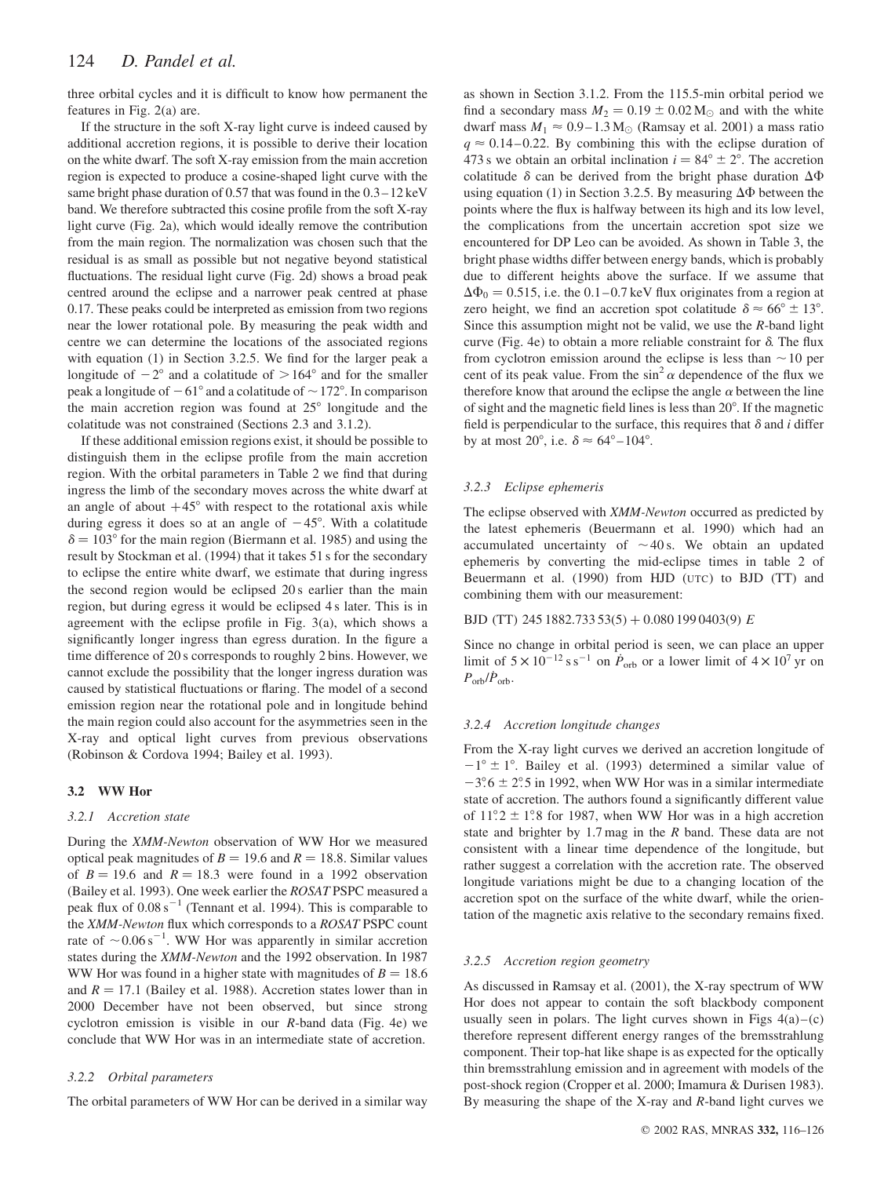three orbital cycles and it is difficult to know how permanent the features in Fig. 2(a) are.

If the structure in the soft X-ray light curve is indeed caused by additional accretion regions, it is possible to derive their location on the white dwarf. The soft X-ray emission from the main accretion region is expected to produce a cosine-shaped light curve with the same bright phase duration of 0.57 that was found in the 0.3–12 keV band. We therefore subtracted this cosine profile from the soft X-ray light curve (Fig. 2a), which would ideally remove the contribution from the main region. The normalization was chosen such that the residual is as small as possible but not negative beyond statistical fluctuations. The residual light curve (Fig. 2d) shows a broad peak centred around the eclipse and a narrower peak centred at phase 0.17. These peaks could be interpreted as emission from two regions near the lower rotational pole. By measuring the peak width and centre we can determine the locations of the associated regions with equation (1) in Section 3.2.5. We find for the larger peak a longitude of $-2°$ and a colatitude of $>164°$ and for the smaller peak a longitude of $-61°$ and a colatitude of $\sim 172°$. In comparison the main accretion region was found at $25°$ longitude and the colatitude was not constrained (Sections 2.3 and 3.1.2).

If these additional emission regions exist, it should be possible to distinguish them in the eclipse profile from the main accretion region. With the orbital parameters in Table 2 we find that during ingress the limb of the secondary moves across the white dwarf at an angle of about $+45°$ with respect to the rotational axis while during egress it does so at an angle of $-45°$. With a colatitude $\delta = 103°$ for the main region (Biermann et al. 1985) and using the result by Stockman et al. (1994) that it takes 51 s for the secondary to eclipse the entire white dwarf, we estimate that during ingress the second region would be eclipsed 20 s earlier than the main region, but during egress it would be eclipsed 4 s later. This is in agreement with the eclipse profile in Fig. 3(a), which shows a significantly longer ingress than egress duration. In the figure a time difference of 20 s corresponds to roughly 2 bins. However, we cannot exclude the possibility that the longer ingress duration was caused by statistical fluctuations or flaring. The model of a second emission region near the rotational pole and in longitude behind the main region could also account for the asymmetries seen in the X-ray and optical light curves from previous observations (Robinson & Cordova 1994; Bailey et al. 1993).

## 3.2 WW Hor

### 3.2.1 Accretion state

During the *XMM-Newton* observation of WW Hor we measured optical peak magnitudes of $B = 19.6$ and $R = 18.8$. Similar values of $B = 19.6$ and $R = 18.3$ were found in a 1992 observation (Bailey et al. 1993). One week earlier the *ROSAT* PSPC measured a peak flux of $0.08\,\mathrm{s}^{-1}$ (Tennant et al. 1994). This is comparable to the *XMM-Newton* flux which corresponds to a *ROSAT* PSPC count rate of $\sim 0.06\,\mathrm{s}^{-1}$. WW Hor was apparently in similar accretion states during the *XMM-Newton* and the 1992 observation. In 1987 WW Hor was found in a higher state with magnitudes of $B = 18.6$ and $R = 17.1$ (Bailey et al. 1988). Accretion states lower than in 2000 December have not been observed, but since strong cyclotron emission is visible in our *R*-band data (Fig. 4e) we conclude that WW Hor was in an intermediate state of accretion.

### 3.2.2 Orbital parameters

The orbital parameters of WW Hor can be derived in a similar way as shown in Section 3.1.2. From the 115.5-min orbital period we find a secondary mass $M_2 = 0.19 \pm 0.02\,\mathrm{M}_\odot$ and with the white dwarf mass $M_1 \approx 0.9\text{–}1.3\,\mathrm{M}_\odot$ (Ramsay et al. 2001) a mass ratio $q \approx 0.14\text{–}0.22$. By combining this with the eclipse duration of 473 s we obtain an orbital inclination $i = 84° \pm 2°$. The accretion colatitude $\delta$ can be derived from the bright phase duration $\Delta\Phi$ using equation (1) in Section 3.2.5. By measuring $\Delta\Phi$ between the points where the flux is halfway between its high and its low level, the complications from the uncertain accretion spot size we encountered for DP Leo can be avoided. As shown in Table 3, the bright phase widths differ between energy bands, which is probably due to different heights above the surface. If we assume that $\Delta\Phi_0 = 0.515$, i.e. the 0.1–0.7 keV flux originates from a region at zero height, we find an accretion spot colatitude $\delta \approx 66° \pm 13°$. Since this assumption might not be valid, we use the *R*-band light curve (Fig. 4e) to obtain a more reliable constraint for $\delta$. The flux from cyclotron emission around the eclipse is less than $\sim 10$ per cent of its peak value. From the $\sin^2\alpha$ dependence of the flux we therefore know that around the eclipse the angle $\alpha$ between the line of sight and the magnetic field lines is less than $20°$. If the magnetic field is perpendicular to the surface, this requires that $\delta$ and $i$ differ by at most $20°$, i.e. $\delta \approx 64°\text{–}104°$.

### 3.2.3 Eclipse ephemeris

The eclipse observed with *XMM-Newton* occurred as predicted by the latest ephemeris (Beuermann et al. 1990) which had an accumulated uncertainty of $\sim 40$ s. We obtain an updated ephemeris by converting the mid-eclipse times in table 2 of Beuermann et al. (1990) from HJD (UTC) to BJD (TT) and combining them with our measurement:

$$\mathrm{BJD\,(TT)}\ 245\,1882.733\,53(5) + 0.080\,199\,0403(9)\ E$$

Since no change in orbital period is seen, we can place an upper limit of $5 \times 10^{-12}\,\mathrm{s\,s^{-1}}$ on $\dot{P}_{\mathrm{orb}}$ or a lower limit of $4 \times 10^7$ yr on $P_{\mathrm{orb}}/\dot{P}_{\mathrm{orb}}$.

### 3.2.4 Accretion longitude changes

From the X-ray light curves we derived an accretion longitude of $-1° \pm 1°$. Bailey et al. (1993) determined a similar value of $-3\overset{\circ}{.}6 \pm 2\overset{\circ}{.}5$ in 1992, when WW Hor was in a similar intermediate state of accretion. The authors found a significantly different value of $11\overset{\circ}{.}2 \pm 1\overset{\circ}{.}8$ for 1987, when WW Hor was in a high accretion state and brighter by 1.7 mag in the *R* band. These data are not consistent with a linear time dependence of the longitude, but rather suggest a correlation with the accretion rate. The observed longitude variations might be due to a changing location of the accretion spot on the surface of the white dwarf, while the orientation of the magnetic axis relative to the secondary remains fixed.

### 3.2.5 Accretion region geometry

As discussed in Ramsay et al. (2001), the X-ray spectrum of WW Hor does not appear to contain the soft blackbody component usually seen in polars. The light curves shown in Figs 4(a)–(c) therefore represent different energy ranges of the bremsstrahlung component. Their top-hat like shape is as expected for the optically thin bremsstrahlung emission and in agreement with models of the post-shock region (Cropper et al. 2000; Imamura & Durisen 1983). By measuring the shape of the X-ray and *R*-band light curves we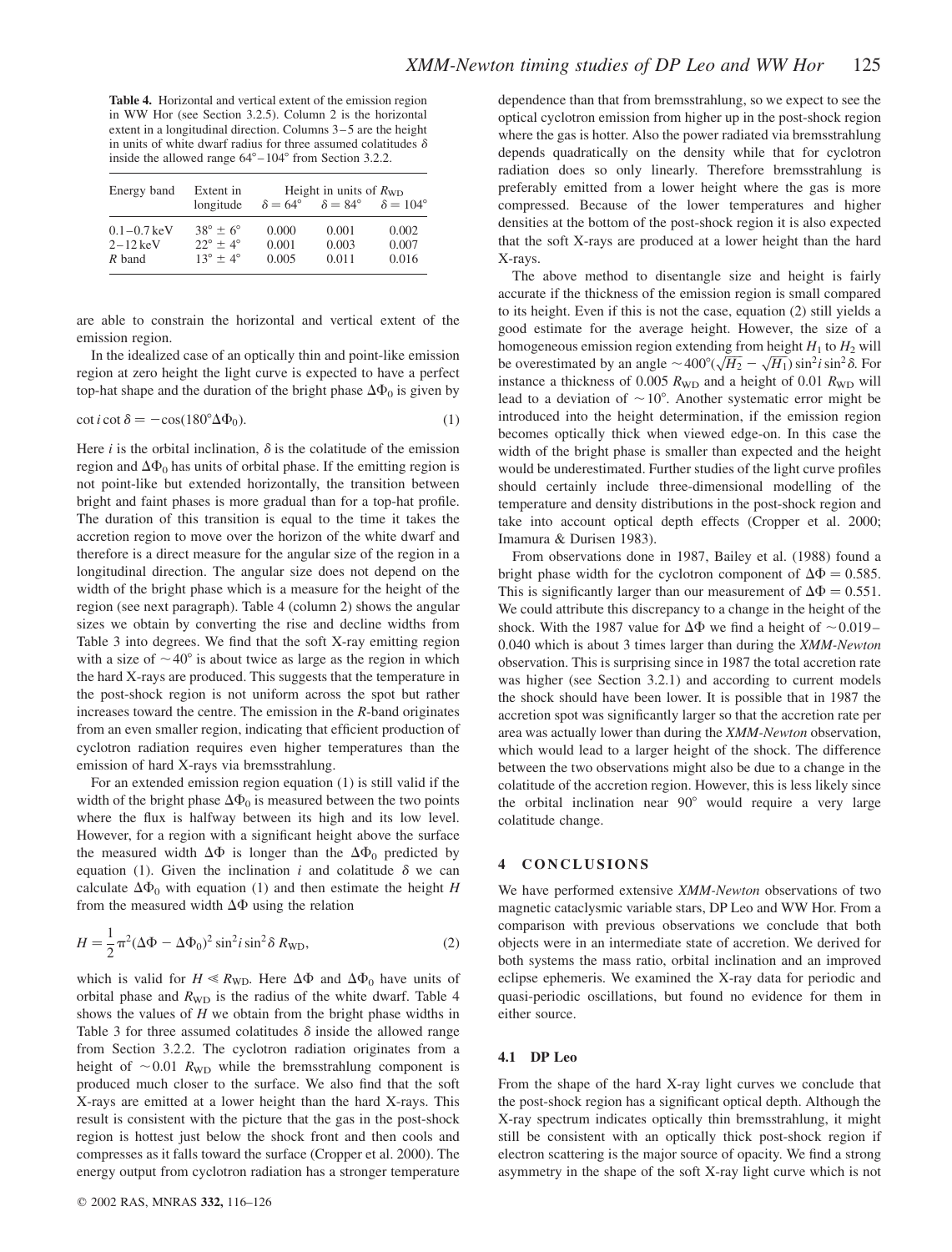**Table 4.** Horizontal and vertical extent of the emission region in WW Hor (see Section 3.2.5). Column 2 is the horizontal extent in a longitudinal direction. Columns 3–5 are the height in units of white dwarf radius for three assumed colatitudes $\delta$ inside the allowed range 64°–104° from Section 3.2.2.

| Energy band | Extent in longitude | Height in units of $R_{\rm WD}$ | | |
|---|---|---|---|---|
| | | $\delta = 64°$ | $\delta = 84°$ | $\delta = 104°$ |
| 0.1–0.7 keV | $38° \pm 6°$ | 0.000 | 0.001 | 0.002 |
| 2–12 keV | $22° \pm 4°$ | 0.001 | 0.003 | 0.007 |
| $R$ band | $13° \pm 4°$ | 0.005 | 0.011 | 0.016 |

are able to constrain the horizontal and vertical extent of the emission region.

In the idealized case of an optically thin and point-like emission region at zero height the light curve is expected to have a perfect top-hat shape and the duration of the bright phase $\Delta\Phi_0$ is given by

$$\cot i \cot \delta = -\cos(180°\Delta\Phi_0). \tag{1}$$

Here $i$ is the orbital inclination, $\delta$ is the colatitude of the emission region and $\Delta\Phi_0$ has units of orbital phase. If the emitting region is not point-like but extended horizontally, the transition between bright and faint phases is more gradual than for a top-hat profile. The duration of this transition is equal to the time it takes the accretion region to move over the horizon of the white dwarf and therefore is a direct measure for the angular size of the region in a longitudinal direction. The angular size does not depend on the width of the bright phase which is a measure for the height of the region (see next paragraph). Table 4 (column 2) shows the angular sizes we obtain by converting the rise and decline widths from Table 3 into degrees. We find that the soft X-ray emitting region with a size of $\sim 40°$ is about twice as large as the region in which the hard X-rays are produced. This suggests that the temperature in the post-shock region is not uniform across the spot but rather increases toward the centre. The emission in the $R$-band originates from an even smaller region, indicating that efficient production of cyclotron radiation requires even higher temperatures than the emission of hard X-rays via bremsstrahlung.

For an extended emission region equation (1) is still valid if the width of the bright phase $\Delta\Phi_0$ is measured between the two points where the flux is halfway between its high and its low level. However, for a region with a significant height above the surface the measured width $\Delta\Phi$ is longer than the $\Delta\Phi_0$ predicted by equation (1). Given the inclination $i$ and colatitude $\delta$ we can calculate $\Delta\Phi_0$ with equation (1) and then estimate the height $H$ from the measured width $\Delta\Phi$ using the relation

$$H = \frac{1}{2}\pi^2(\Delta\Phi - \Delta\Phi_0)^2 \sin^2 i \sin^2 \delta \, R_{\rm WD}, \tag{2}$$

which is valid for $H \ll R_{\rm WD}$. Here $\Delta\Phi$ and $\Delta\Phi_0$ have units of orbital phase and $R_{\rm WD}$ is the radius of the white dwarf. Table 4 shows the values of $H$ we obtain from the bright phase widths in Table 3 for three assumed colatitudes $\delta$ inside the allowed range from Section 3.2.2. The cyclotron radiation originates from a height of $\sim 0.01\ R_{\rm WD}$ while the bremsstrahlung component is produced much closer to the surface. We also find that the soft X-rays are emitted at a lower height than the hard X-rays. This result is consistent with the picture that the gas in the post-shock region is hottest just below the shock front and then cools and compresses as it falls toward the surface (Cropper et al. 2000). The energy output from cyclotron radiation has a stronger temperature dependence than that from bremsstrahlung, so we expect to see the optical cyclotron emission from higher up in the post-shock region where the gas is hotter. Also the power radiated via bremsstrahlung depends quadratically on the density while that for cyclotron radiation does so only linearly. Therefore bremsstrahlung is preferably emitted from a lower height where the gas is more compressed. Because of the lower temperatures and higher densities at the bottom of the post-shock region it is also expected that the soft X-rays are produced at a lower height than the hard X-rays.

The above method to disentangle size and height is fairly accurate if the thickness of the emission region is small compared to its height. Even if this is not the case, equation (2) still yields a good estimate for the average height. However, the size of a homogeneous emission region extending from height $H_1$ to $H_2$ will be overestimated by an angle $\sim 400°(\sqrt{H_2} - \sqrt{H_1}) \sin^2 i \sin^2 \delta$. For instance a thickness of 0.005 $R_{\rm WD}$ and a height of 0.01 $R_{\rm WD}$ will lead to a deviation of $\sim 10°$. Another systematic error might be introduced into the height determination, if the emission region becomes optically thick when viewed edge-on. In this case the width of the bright phase is smaller than expected and the height would be underestimated. Further studies of the light curve profiles should certainly include three-dimensional modelling of the temperature and density distributions in the post-shock region and take into account optical depth effects (Cropper et al. 2000; Imamura & Durisen 1983).

From observations done in 1987, Bailey et al. (1988) found a bright phase width for the cyclotron component of $\Delta\Phi = 0.585$. This is significantly larger than our measurement of $\Delta\Phi = 0.551$. We could attribute this discrepancy to a change in the height of the shock. With the 1987 value for $\Delta\Phi$ we find a height of $\sim 0.019$–0.040 which is about 3 times larger than during the *XMM-Newton* observation. This is surprising since in 1987 the total accretion rate was higher (see Section 3.2.1) and according to current models the shock should have been lower. It is possible that in 1987 the accretion spot was significantly larger so that the accretion rate per area was actually lower than during the *XMM-Newton* observation, which would lead to a larger height of the shock. The difference between the two observations might also be due to a change in the colatitude of the accretion region. However, this is less likely since the orbital inclination near 90° would require a very large colatitude change.

## 4 CONCLUSIONS

We have performed extensive *XMM-Newton* observations of two magnetic cataclysmic variable stars, DP Leo and WW Hor. From a comparison with previous observations we conclude that both objects were in an intermediate state of accretion. We derived for both systems the mass ratio, orbital inclination and an improved eclipse ephemeris. We examined the X-ray data for periodic and quasi-periodic oscillations, but found no evidence for them in either source.

### 4.1 DP Leo

From the shape of the hard X-ray light curves we conclude that the post-shock region has a significant optical depth. Although the X-ray spectrum indicates optically thin bremsstrahlung, it might still be consistent with an optically thick post-shock region if electron scattering is the major source of opacity. We find a strong asymmetry in the shape of the soft X-ray light curve which is not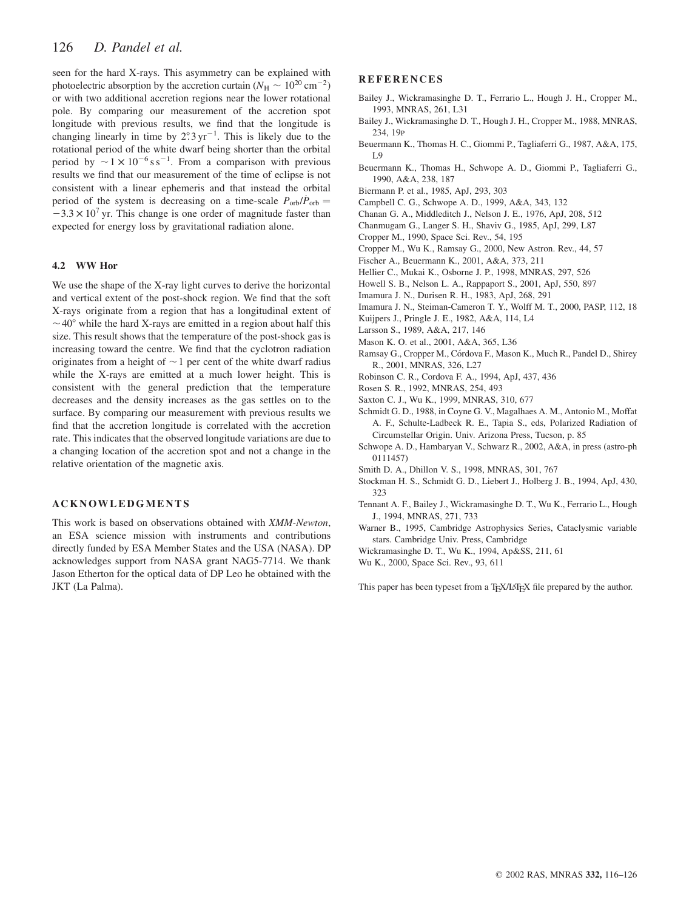seen for the hard X-rays. This asymmetry can be explained with photoelectric absorption by the accretion curtain ($N_H \sim 10^{20}\,\mathrm{cm}^{-2}$) or with two additional accretion regions near the lower rotational pole. By comparing our measurement of the accretion spot longitude with previous results, we find that the longitude is changing linearly in time by $2\fdg3\,\mathrm{yr}^{-1}$. This is likely due to the rotational period of the white dwarf being shorter than the orbital period by $\sim 1 \times 10^{-6}\,\mathrm{s\,s}^{-1}$. From a comparison with previous results we find that our measurement of the time of eclipse is not consistent with a linear ephemeris and that instead the orbital period of the system is decreasing on a time-scale $P_{\mathrm{orb}}/\dot{P}_{\mathrm{orb}} = -3.3 \times 10^7$ yr. This change is one order of magnitude faster than expected for energy loss by gravitational radiation alone.

### 4.2 WW Hor

We use the shape of the X-ray light curves to derive the horizontal and vertical extent of the post-shock region. We find that the soft X-rays originate from a region that has a longitudinal extent of $\sim 40°$ while the hard X-rays are emitted in a region about half this size. This result shows that the temperature of the post-shock gas is increasing toward the centre. We find that the cyclotron radiation originates from a height of $\sim 1$ per cent of the white dwarf radius while the X-rays are emitted at a much lower height. This is consistent with the general prediction that the temperature decreases and the density increases as the gas settles on to the surface. By comparing our measurement with previous results we find that the accretion longitude is correlated with the accretion rate. This indicates that the observed longitude variations are due to a changing location of the accretion spot and not a change in the relative orientation of the magnetic axis.

## ACKNOWLEDGMENTS

This work is based on observations obtained with *XMM-Newton*, an ESA science mission with instruments and contributions directly funded by ESA Member States and the USA (NASA). DP acknowledges support from NASA grant NAG5-7714. We thank Jason Etherton for the optical data of DP Leo he obtained with the JKT (La Palma).

## REFERENCES

Bailey J., Wickramasinghe D. T., Ferrario L., Hough J. H., Cropper M., 1993, MNRAS, 261, L31

Bailey J., Wickramasinghe D. T., Hough J. H., Cropper M., 1988, MNRAS, 234, 19P

Beuermann K., Thomas H. C., Giommi P., Tagliaferri G., 1987, A&A, 175, L9

Beuermann K., Thomas H., Schwope A. D., Giommi P., Tagliaferri G., 1990, A&A, 238, 187

Biermann P. et al., 1985, ApJ, 293, 303

Campbell C. G., Schwope A. D., 1999, A&A, 343, 132

Chanan G. A., Middleditch J., Nelson J. E., 1976, ApJ, 208, 512

Chanmugam G., Langer S. H., Shaviv G., 1985, ApJ, 299, L87

Cropper M., 1990, Space Sci. Rev., 54, 195

Cropper M., Wu K., Ramsay G., 2000, New Astron. Rev., 44, 57

Fischer A., Beuermann K., 2001, A&A, 373, 211

Hellier C., Mukai K., Osborne J. P., 1998, MNRAS, 297, 526

Howell S. B., Nelson L. A., Rappaport S., 2001, ApJ, 550, 897

Imamura J. N., Durisen R. H., 1983, ApJ, 268, 291

Imamura J. N., Steiman-Cameron T. Y., Wolff M. T., 2000, PASP, 112, 18

Kuijpers J., Pringle J. E., 1982, A&A, 114, L4

Larsson S., 1989, A&A, 217, 146

Mason K. O. et al., 2001, A&A, 365, L36

Ramsay G., Cropper M., Córdova F., Mason K., Much R., Pandel D., Shirey R., 2001, MNRAS, 326, L27

Robinson C. R., Cordova F. A., 1994, ApJ, 437, 436

Rosen S. R., 1992, MNRAS, 254, 493

Saxton C. J., Wu K., 1999, MNRAS, 310, 677

Schmidt G. D., 1988, in Coyne G. V., Magalhaes A. M., Antonio M., Moffat A. F., Schulte-Ladbeck R. E., Tapia S., eds, Polarized Radiation of Circumstellar Origin. Univ. Arizona Press, Tucson, p. 85

Schwope A. D., Hambaryan V., Schwarz R., 2002, A&A, in press (astro-ph 0111457)

Smith D. A., Dhillon V. S., 1998, MNRAS, 301, 767

Stockman H. S., Schmidt G. D., Liebert J., Holberg J. B., 1994, ApJ, 430, 323

Tennant A. F., Bailey J., Wickramasinghe D. T., Wu K., Ferrario L., Hough J., 1994, MNRAS, 271, 733

Warner B., 1995, Cambridge Astrophysics Series, Cataclysmic variable stars. Cambridge Univ. Press, Cambridge

Wickramasinghe D. T., Wu K., 1994, Ap&SS, 211, 61

Wu K., 2000, Space Sci. Rev., 93, 611

This paper has been typeset from a TEX/LATEX file prepared by the author.